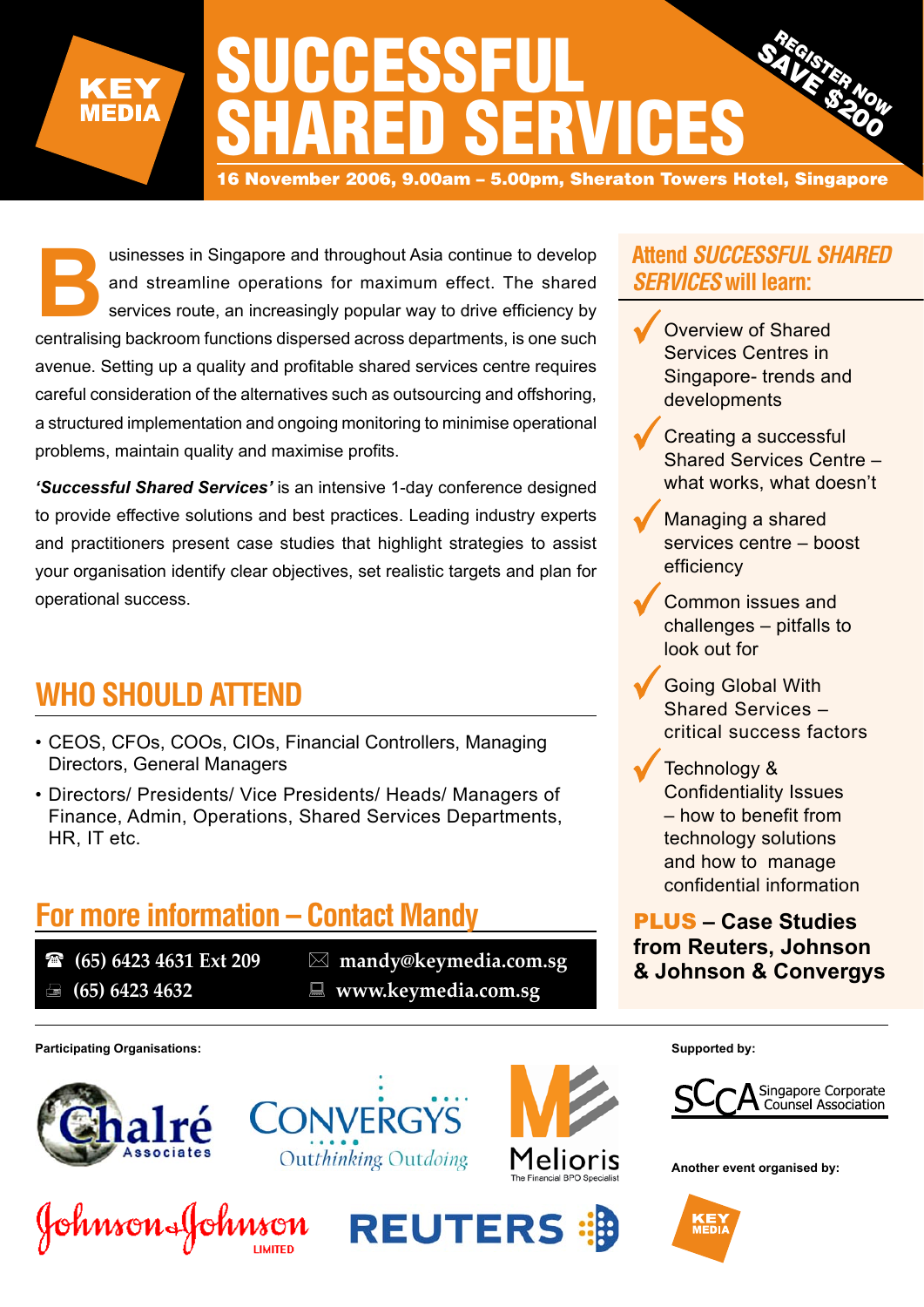KEY MEDIA

# SUCCESSFUL SHARED SERVICES

REGISTER NOW SAVE $200

**16 November 2006, 9.00am – 5.00pm, Sheraton Towers Hotel, Singapore**

Businesses in Singapore and throughout Asia continue to develop and streamline operations for maximum effect. The shared services route, an increasingly popular way to drive efficiency by centralising backroom functions dispersed across departments, is one such avenue. Setting up a quality and profitable shared services centre requires careful consideration of the alternatives such as outsourcing and offshoring, a structured implementation and ongoing monitoring to minimise operational problems, maintain quality and maximise profits.

***'Successful Shared Services'*** is an intensive 1-day conference designed to provide effective solutions and best practices. Leading industry experts and practitioners present case studies that highlight strategies to assist your organisation identify clear objectives, set realistic targets and plan for operational success.

## WHO SHOULD ATTEND

- CEOS, CFOs, COOs, CIOs, Financial Controllers, Managing Directors, General Managers
- Directors/ Presidents/ Vice Presidents/ Heads/ Managers of Finance, Admin, Operations, Shared Services Departments, HR, IT etc.

## For more information – Contact Mandy

☎ (65) 6423 4631 Ext 209
Fax: (65) 6423 4632
✉ mandy@keymedia.com.sg
www.keymedia.com.sg

## Attend *SUCCESSFUL SHARED SERVICES* will learn:

- ✓ Overview of Shared Services Centres in Singapore- trends and developments
- ✓ Creating a successful Shared Services Centre – what works, what doesn't
- ✓ Managing a shared services centre – boost efficiency
- ✓ Common issues and challenges – pitfalls to look out for
- ✓ Going Global With Shared Services – critical success factors
- ✓ Technology & Confidentiality Issues – how to benefit from technology solutions and how to manage confidential information

**PLUS – Case Studies from Reuters, Johnson & Johnson & Convergys**

**Participating Organisations:**

Chalré Associates, Convergys – Outthinking Outdoing, Melioris – The Financial BPO Specialist, Johnson & Johnson Limited, Reuters

**Supported by:**

SCCA Singapore Corporate Counsel Association

**Another event organised by:**

KEY MEDIA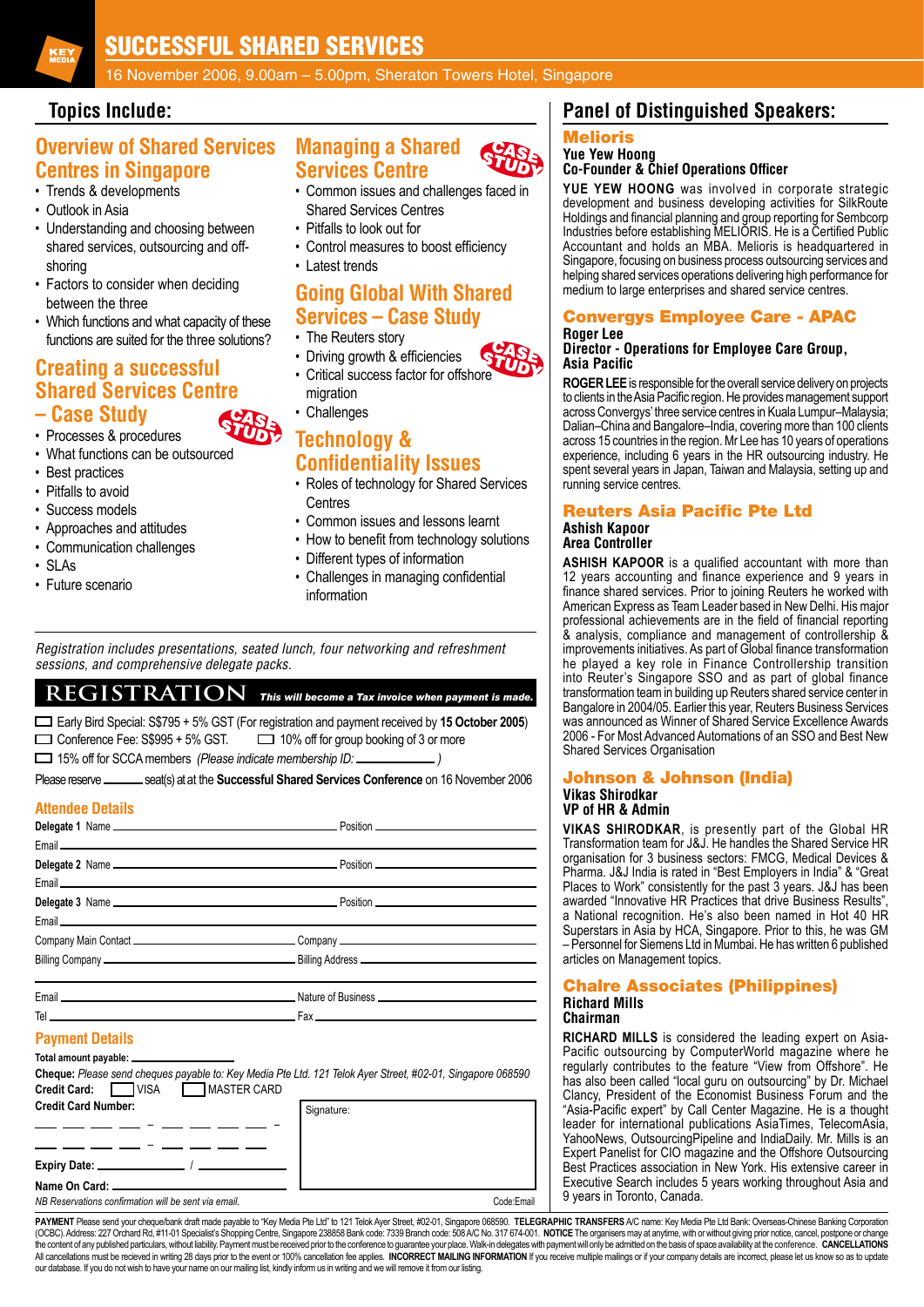# SUCCESSFUL SHARED SERVICES

16 November 2006, 9.00am – 5.00pm, Sheraton Towers Hotel, Singapore

## Topics Include:

### Overview of Shared Services Centres in Singapore

- Trends & developments
- Outlook in Asia
- Understanding and choosing between shared services, outsourcing and off-shoring
- Factors to consider when deciding between the three
- Which functions and what capacity of these functions are suited for the three solutions?

### Creating a successful Shared Services Centre – Case Study

- Processes & procedures
- What functions can be outsourced
- Best practices
- Pitfalls to avoid
- Success models
- Approaches and attitudes
- Communication challenges
- SLAs
- Future scenario

### Managing a Shared Services Centre

- Common issues and challenges faced in Shared Services Centres
- Pitfalls to look out for
- Control measures to boost efficiency
- Latest trends

### Going Global With Shared Services – Case Study

- The Reuters story
- Driving growth & efficiencies
- Critical success factor for offshore migration
- Challenges

### Technology & Confidentiality Issues

- Roles of technology for Shared Services Centres
- Common issues and lessons learnt
- How to benefit from technology solutions
- Different types of information
- Challenges in managing confidential information

*Registration includes presentations, seated lunch, four networking and refreshment sessions, and comprehensive delegate packs.*

## REGISTRATION

*This will become a Tax invoice when payment is made.*

☐ Early Bird Special: S$795 + 5% GST (For registration and payment received by **15 October 2005**)

☐ Conference Fee: S$995 + 5% GST. ☐ 10% off for group booking of 3 or more

☐ 15% off for SCCA members *(Please indicate membership ID: ________ )*

Please reserve ______ seat(s) at at the **Successful Shared Services Conference** on 16 November 2006

### Attendee Details

**Delegate 1** Name ________ Position ________

Email ________

**Delegate 2** Name ________ Position ________

Email ________

**Delegate 3** Name ________ Position ________

Email ________

Company Main Contact ________ Company ________

Billing Company ________ Billing Address ________

Email ________ Nature of Business ________

Tel ________ Fax ________

### Payment Details

**Total amount payable:** ________

**Cheque:** *Please send cheques payable to: Key Media Pte Ltd. 121 Telok Ayer Street, #02-01, Singapore 068590*

**Credit Card:** ☐ VISA ☐ MASTER CARD

**Credit Card Number:** ____ ____ ____ ____ – ____ ____ ____ ____ – ____ ____ ____ ____ – ____ ____ ____ ____

**Expiry Date:** ________ / ________

**Name On Card:** ________

Signature:

*NB Reservations confirmation will be sent via email.*

Code:Email

## Panel of Distinguished Speakers:

### Melioris

**Yue Yew Hoong**
**Co-Founder & Chief Operations Officer**

**YUE YEW HOONG** was involved in corporate strategic development and business developing activities for SilkRoute Holdings and financial planning and group reporting for Sembcorp Industries before establishing MELIORIS. He is a Certified Public Accountant and holds an MBA. Melioris is headquartered in Singapore, focusing on business process outsourcing services and helping shared services operations delivering high performance for medium to large enterprises and shared service centres.

### Convergys Employee Care - APAC

**Roger Lee**
**Director - Operations for Employee Care Group, Asia Pacific**

**ROGER LEE** is responsible for the overall service delivery on projects to clients in the Asia Pacific region. He provides management support across Convergys' three service centres in Kuala Lumpur–Malaysia; Dalian–China and Bangalore–India, covering more than 100 clients across 15 countries in the region. Mr Lee has 10 years of operations experience, including 6 years in the HR outsourcing industry. He spent several years in Japan, Taiwan and Malaysia, setting up and running service centres.

### Reuters Asia Pacific Pte Ltd

**Ashish Kapoor**
**Area Controller**

**ASHISH KAPOOR** is a qualified accountant with more than 12 years accounting and finance experience and 9 years in finance shared services. Prior to joining Reuters he worked with American Express as Team Leader based in New Delhi. His major professional achievements are in the field of financial reporting & analysis, compliance and management of controllership & improvements initiatives. As part of Global finance transformation he played a key role in Finance Controllership transition into Reuter's Singapore SSO and as part of global finance transformation team in building up Reuters shared service center in Bangalore in 2004/05. Earlier this year, Reuters Business Services was announced as Winner of Shared Service Excellence Awards 2006 - For Most Advanced Automations of an SSO and Best New Shared Services Organisation

### Johnson & Johnson (India)

**Vikas Shirodkar**
**VP of HR & Admin**

**VIKAS SHIRODKAR**, is presently part of the Global HR Transformation team for J&J. He handles the Shared Service HR organisation for 3 business sectors: FMCG, Medical Devices & Pharma. J&J India is rated in "Best Employers in India" & "Great Places to Work" consistently for the past 3 years. J&J has been awarded "Innovative HR Practices that drive Business Results", a National recognition. He's also been named in Hot 40 HR Superstars in Asia by HCA, Singapore. Prior to this, he was GM – Personnel for Siemens Ltd in Mumbai. He has written 6 published articles on Management topics.

### Chalre Associates (Philippines)

**Richard Mills**
**Chairman**

**RICHARD MILLS** is considered the leading expert on Asia-Pacific outsourcing by ComputerWorld magazine where he regularly contributes to the feature "View from Offshore". He has also been called "local guru on outsourcing" by Dr. Michael Clancy, President of the Economist Business Forum and the "Asia-Pacific expert" by Call Center Magazine. He is a thought leader for international publications AsiaTimes, TelecomAsia, YahooNews, OutsourcingPipeline and IndiaDaily. Mr. Mills is an Expert Panelist for CIO magazine and the Offshore Outsourcing Best Practices association in New York. His extensive career in Executive Search includes 5 years working throughout Asia and 9 years in Toronto, Canada.

**PAYMENT** Please send your cheque/bank draft made payable to "Key Media Pte Ltd" to 121 Telok Ayer Street, #02-01, Singapore 068590. **TELEGRAPHIC TRANSFERS** A/C name: Key Media Pte Ltd Bank: Overseas-Chinese Banking Corporation (OCBC). Address: 227 Orchard Rd, #11-01 Specialist's Shopping Centre, Singapore 238858 Bank code: 7339 Branch code: 508 A/C No. 317 674-001. **NOTICE** The organisers may at anytime, with or without giving prior notice, cancel, postpone or change the content of any published particulars, without liability. Payment must be received prior to the conference to guarantee your place. Walk-in delegates with payment will only be admitted on the basis of space availability at the conference. **CANCELLATIONS** All cancellations must be recieved in writing 28 days prior to the event or 100% cancellation fee applies. **INCORRECT MAILING INFORMATION** If you receive multiple mailings or if your company details are incorrect, please let us know so as to update our database. If you do not wish to have your name on our mailing list, kindly inform us in writing and we will remove it from our listing.